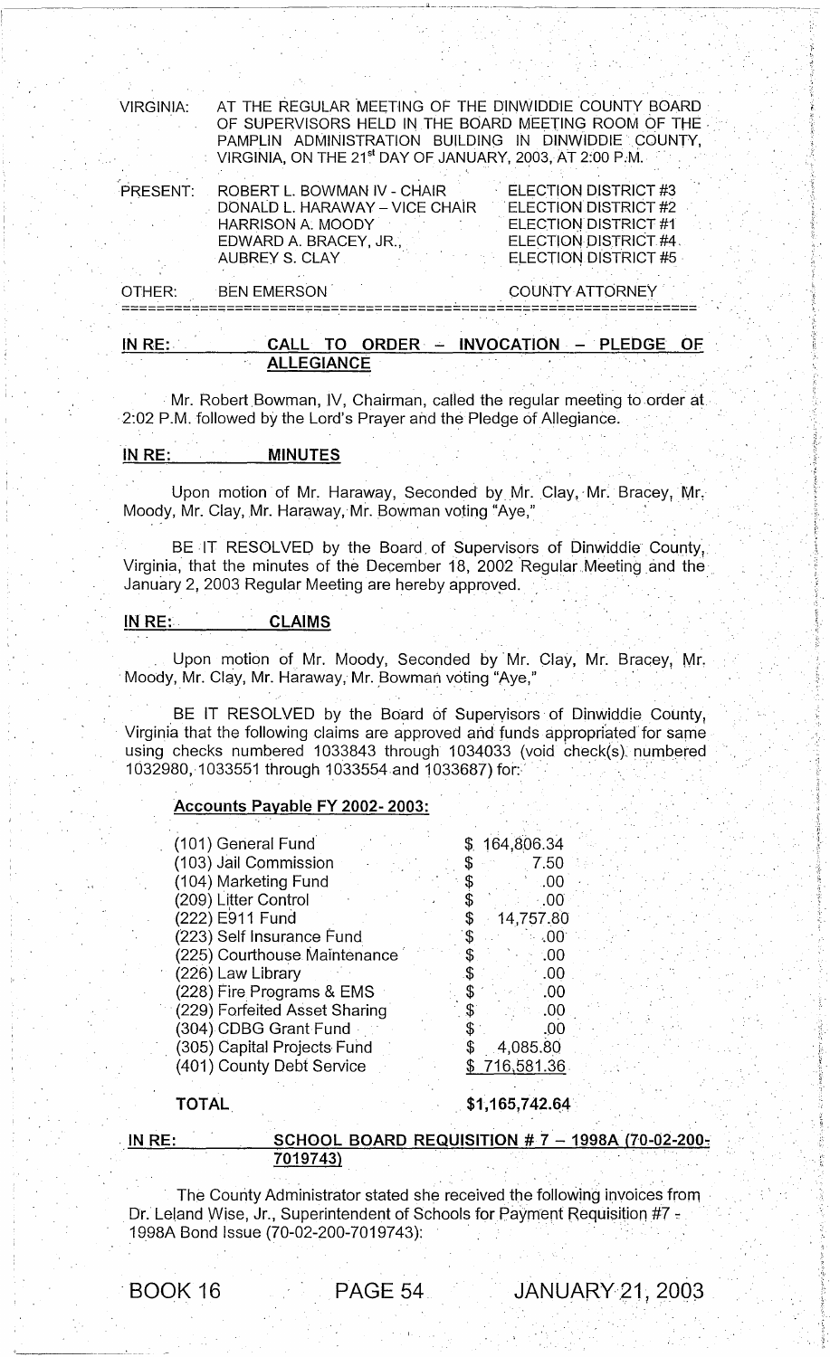VIRGINIA: AT THE REGULAR MEETING OF THE DINWIDDIE COUNTY BOARD OF SUPERVISORS HELD IN THE BOARD MEETING ROOM OF THE PAMPLIN ADMINISTRATION BUILDING IN DINWIDDIE COUNTY, VIRGINIA, ON THE 21st DAY OF JANUARY, 2003, AT 2:00 P.M.

| | | |
|---|---|---|
| PRESENT: | ROBERT L. BOWMAN IV - CHAIR | ELECTION DISTRICT #3 |
| | DONALD L. HARAWAY – VICE CHAIR | ELECTION DISTRICT #2 |
| | HARRISON A. MOODY | ELECTION DISTRICT #1 |
| | EDWARD A. BRACEY, JR., | ELECTION DISTRICT #4 |
| | AUBREY S. CLAY | ELECTION DISTRICT #5 |
| OTHER: | BEN EMERSON | COUNTY ATTORNEY |

**IN RE: CALL TO ORDER – INVOCATION – PLEDGE OF ALLEGIANCE**

Mr. Robert Bowman, IV, Chairman, called the regular meeting to order at 2:02 P.M. followed by the Lord's Prayer and the Pledge of Allegiance.

**IN RE: MINUTES**

Upon motion of Mr. Haraway, Seconded by Mr. Clay, Mr. Bracey, Mr. Moody, Mr. Clay, Mr. Haraway, Mr. Bowman voting "Aye,"

BE IT RESOLVED by the Board of Supervisors of Dinwiddie County, Virginia, that the minutes of the December 18, 2002 Regular Meeting and the January 2, 2003 Regular Meeting are hereby approved.

**IN RE: CLAIMS**

Upon motion of Mr. Moody, Seconded by Mr. Clay, Mr. Bracey, Mr. Moody, Mr. Clay, Mr. Haraway, Mr. Bowman voting "Aye,"

BE IT RESOLVED by the Board of Supervisors of Dinwiddie County, Virginia that the following claims are approved and funds appropriated for same using checks numbered 1033843 through 1034033 (void check(s) numbered 1032980, 1033551 through 1033554 and 1033687) for:

**Accounts Payable FY 2002- 2003:**

| | |
|---|---|
| (101) General Fund | $ 164,806.34 |
| (103) Jail Commission | $ 7.50 |
| (104) Marketing Fund | $ .00 |
| (209) Litter Control | $ .00 |
| (222) E911 Fund | $ 14,757.80 |
| (223) Self Insurance Fund | $ .00 |
| (225) Courthouse Maintenance | $ .00 |
| (226) Law Library | $ .00 |
| (228) Fire Programs & EMS | $ .00 |
| (229) Forfeited Asset Sharing | $ .00 |
| (304) CDBG Grant Fund | $ .00 |
| (305) Capital Projects Fund | $ 4,085.80 |
| (401) County Debt Service | $ 716,581.36 |
| **TOTAL** | **$1,165,742.64** |

**IN RE: SCHOOL BOARD REQUISITION # 7 – 1998A (70-02-200-7019743)**

The County Administrator stated she received the following invoices from Dr. Leland Wise, Jr., Superintendent of Schools for Payment Requisition #7 - 1998A Bond Issue (70-02-200-7019743):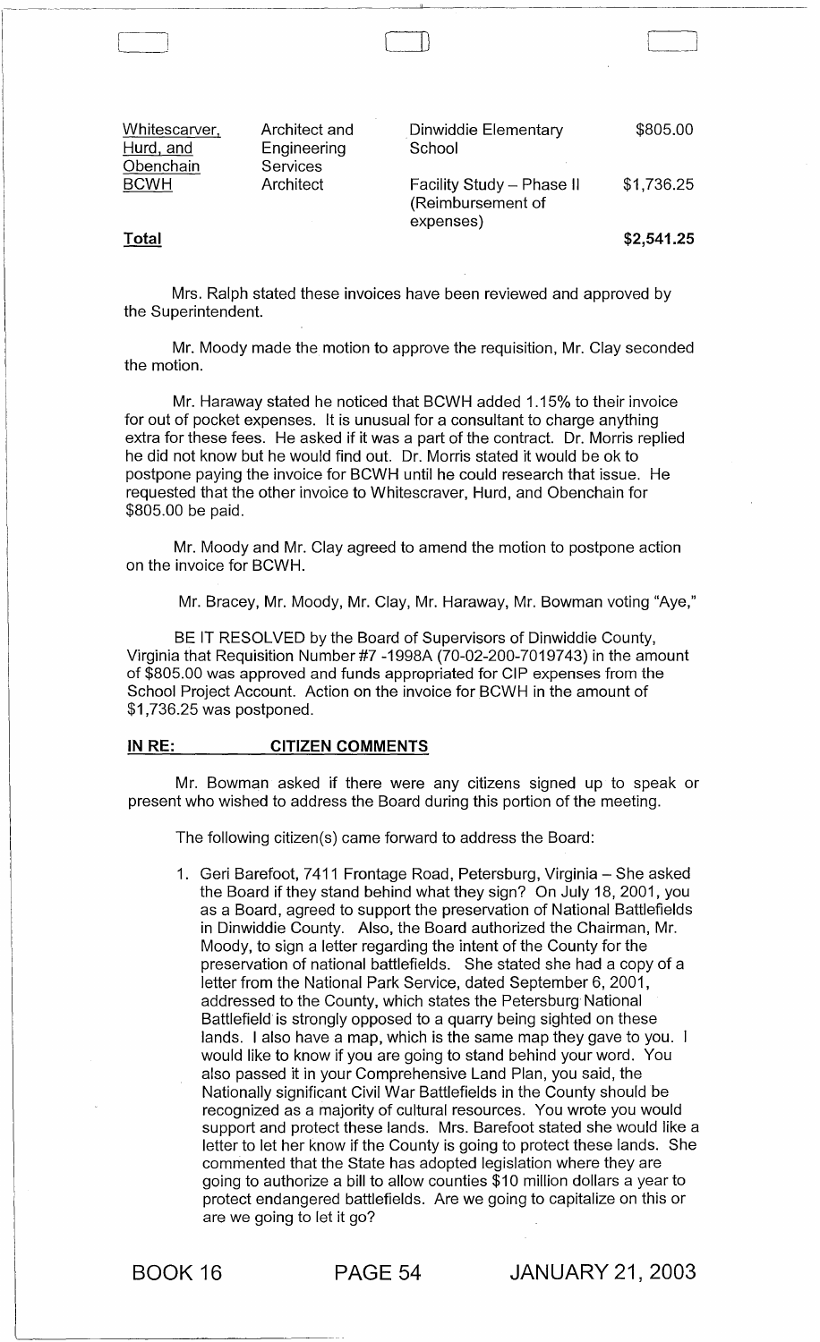| Whitescarver, Hurd, and Obenchain | Architect and Engineering Services | Dinwiddie Elementary School | $805.00 |
|---|---|---|---|
| BCWH | Architect | Facility Study – Phase II (Reimbursement of expenses) | $1,736.25 |
| **Total** | | | **$2,541.25** |

Mrs. Ralph stated these invoices have been reviewed and approved by the Superintendent.

Mr. Moody made the motion to approve the requisition, Mr. Clay seconded the motion.

Mr. Haraway stated he noticed that BCWH added 1.15% to their invoice for out of pocket expenses. It is unusual for a consultant to charge anything extra for these fees. He asked if it was a part of the contract. Dr. Morris replied he did not know but he would find out. Dr. Morris stated it would be ok to postpone paying the invoice for BCWH until he could research that issue. He requested that the other invoice to Whitescraver, Hurd, and Obenchain for $805.00 be paid.

Mr. Moody and Mr. Clay agreed to amend the motion to postpone action on the invoice for BCWH.

Mr. Bracey, Mr. Moody, Mr. Clay, Mr. Haraway, Mr. Bowman voting "Aye,"

BE IT RESOLVED by the Board of Supervisors of Dinwiddie County, Virginia that Requisition Number #7 -1998A (70-02-200-7019743) in the amount of $805.00 was approved and funds appropriated for CIP expenses from the School Project Account. Action on the invoice for BCWH in the amount of $1,736.25 was postponed.

**IN RE: CITIZEN COMMENTS**

Mr. Bowman asked if there were any citizens signed up to speak or present who wished to address the Board during this portion of the meeting.

The following citizen(s) came forward to address the Board:

1. Geri Barefoot, 7411 Frontage Road, Petersburg, Virginia – She asked the Board if they stand behind what they sign? On July 18, 2001, you as a Board, agreed to support the preservation of National Battlefields in Dinwiddie County. Also, the Board authorized the Chairman, Mr. Moody, to sign a letter regarding the intent of the County for the preservation of national battlefields. She stated she had a copy of a letter from the National Park Service, dated September 6, 2001, addressed to the County, which states the Petersburg National Battlefield is strongly opposed to a quarry being sighted on these lands. I also have a map, which is the same map they gave to you. I would like to know if you are going to stand behind your word. You also passed it in your Comprehensive Land Plan, you said, the Nationally significant Civil War Battlefields in the County should be recognized as a majority of cultural resources. You wrote you would support and protect these lands. Mrs. Barefoot stated she would like a letter to let her know if the County is going to protect these lands. She commented that the State has adopted legislation where they are going to authorize a bill to allow counties $10 million dollars a year to protect endangered battlefields. Are we going to capitalize on this or are we going to let it go?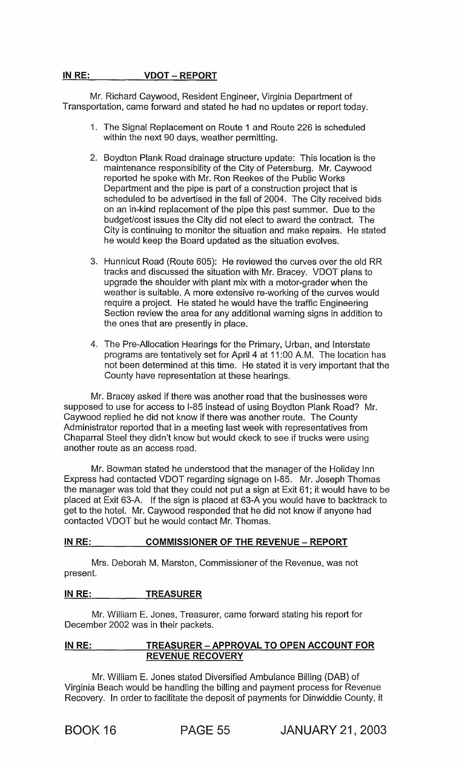**IN RE: VDOT – REPORT**

Mr. Richard Caywood, Resident Engineer, Virginia Department of Transportation, came forward and stated he had no updates or report today.

1. The Signal Replacement on Route 1 and Route 226 is scheduled within the next 90 days, weather permitting.

2. Boydton Plank Road drainage structure update: This location is the maintenance responsibility of the City of Petersburg. Mr. Caywood reported he spoke with Mr. Ron Reekes of the Public Works Department and the pipe is part of a construction project that is scheduled to be advertised in the fall of 2004. The City received bids on an in-kind replacement of the pipe this past summer. Due to the budget/cost issues the City did not elect to award the contract. The City is continuing to monitor the situation and make repairs. He stated he would keep the Board updated as the situation evolves.

3. Hunnicut Road (Route 605): He reviewed the curves over the old RR tracks and discussed the situation with Mr. Bracey. VDOT plans to upgrade the shoulder with plant mix with a motor-grader when the weather is suitable. A more extensive re-working of the curves would require a project. He stated he would have the traffic Engineering Section review the area for any additional warning signs in addition to the ones that are presently in place.

4. The Pre-Allocation Hearings for the Primary, Urban, and Interstate programs are tentatively set for April 4 at 11:00 A.M. The location has not been determined at this time. He stated it is very important that the County have representation at these hearings.

Mr. Bracey asked if there was another road that the businesses were supposed to use for access to I-85 instead of using Boydton Plank Road? Mr. Caywood replied he did not know if there was another route. The County Administrator reported that in a meeting last week with representatives from Chaparral Steel they didn't know but would ckeck to see if trucks were using another route as an access road.

Mr. Bowman stated he understood that the manager of the Holiday Inn Express had contacted VDOT regarding signage on I-85. Mr. Joseph Thomas the manager was told that they could not put a sign at Exit 61; it would have to be placed at Exit 63-A. If the sign is placed at 63-A you would have to backtrack to get to the hotel. Mr. Caywood responded that he did not know if anyone had contacted VDOT but he would contact Mr. Thomas.

**IN RE: COMMISSIONER OF THE REVENUE – REPORT**

Mrs. Deborah M. Marston, Commissioner of the Revenue, was not present.

**IN RE: TREASURER**

Mr. William E. Jones, Treasurer, came forward stating his report for December 2002 was in their packets.

**IN RE: TREASURER – APPROVAL TO OPEN ACCOUNT FOR REVENUE RECOVERY**

Mr. William E. Jones stated Diversified Ambulance Billing (DAB) of Virginia Beach would be handling the billing and payment process for Revenue Recovery. In order to facilitate the deposit of payments for Dinwiddie County, it

BOOK 16 PAGE 55 JANUARY 21, 2003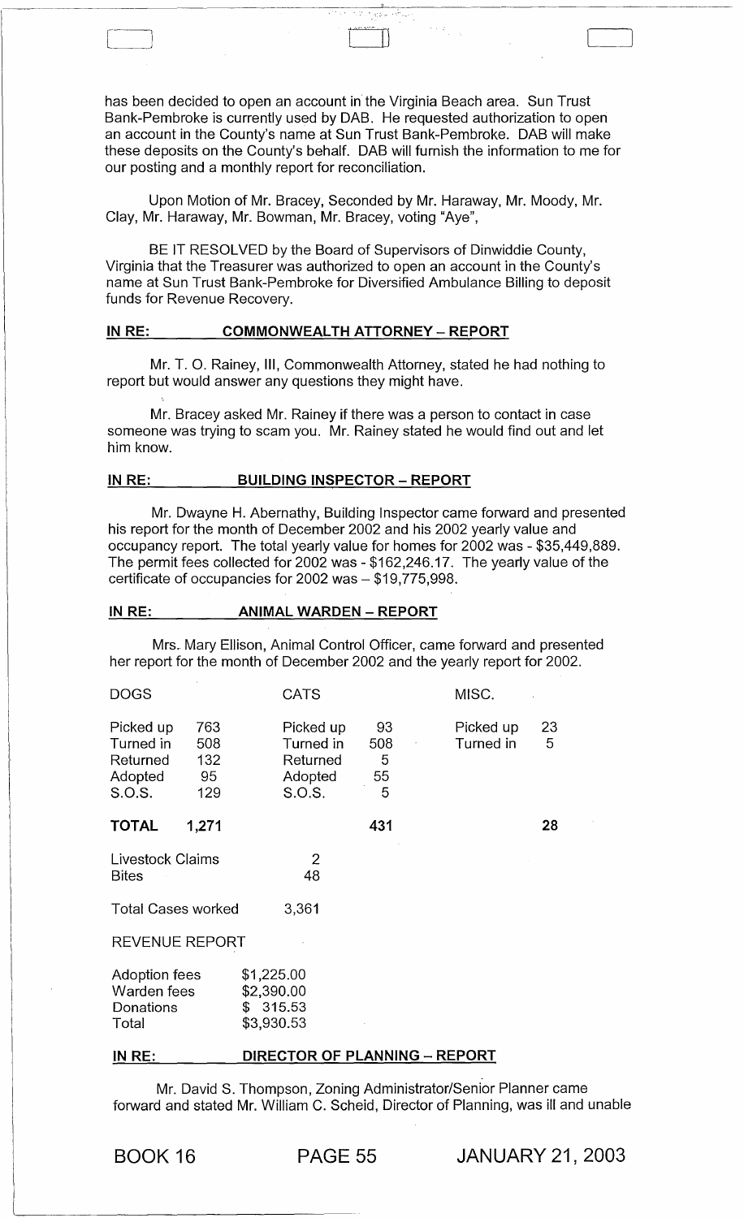has been decided to open an account in the Virginia Beach area. Sun Trust Bank-Pembroke is currently used by DAB. He requested authorization to open an account in the County's name at Sun Trust Bank-Pembroke. DAB will make these deposits on the County's behalf. DAB will furnish the information to me for our posting and a monthly report for reconciliation.

Upon Motion of Mr. Bracey, Seconded by Mr. Haraway, Mr. Moody, Mr. Clay, Mr. Haraway, Mr. Bowman, Mr. Bracey, voting "Aye",

BE IT RESOLVED by the Board of Supervisors of Dinwiddie County, Virginia that the Treasurer was authorized to open an account in the County's name at Sun Trust Bank-Pembroke for Diversified Ambulance Billing to deposit funds for Revenue Recovery.

**IN RE: COMMONWEALTH ATTORNEY – REPORT**

Mr. T. O. Rainey, III, Commonwealth Attorney, stated he had nothing to report but would answer any questions they might have.

Mr. Bracey asked Mr. Rainey if there was a person to contact in case someone was trying to scam you. Mr. Rainey stated he would find out and let him know.

**IN RE: BUILDING INSPECTOR – REPORT**

Mr. Dwayne H. Abernathy, Building Inspector came forward and presented his report for the month of December 2002 and his 2002 yearly value and occupancy report. The total yearly value for homes for 2002 was - $35,449,889. The permit fees collected for 2002 was - $162,246.17. The yearly value of the certificate of occupancies for 2002 was – $19,775,998.

**IN RE: ANIMAL WARDEN – REPORT**

Mrs. Mary Ellison, Animal Control Officer, came forward and presented her report for the month of December 2002 and the yearly report for 2002.

| DOGS | | CATS | | MISC. | |
|---|---|---|---|---|---|
| Picked up | 763 | Picked up | 93 | Picked up | 23 |
| Turned in | 508 | Turned in | 508 | Turned in | 5 |
| Returned | 132 | Returned | 5 | | |
| Adopted | 95 | Adopted | 55 | | |
| S.O.S. | 129 | S.O.S. | 5 | | |
| **TOTAL** | **1,271** | | **431** | | **28** |

| | |
|---|---|
| Livestock Claims | 2 |
| Bites | 48 |
| Total Cases worked | 3,361 |

REVENUE REPORT

| | |
|---|---|
| Adoption fees | $1,225.00 |
| Warden fees | $2,390.00 |
| Donations | $ 315.53 |
| Total | $3,930.53 |

**IN RE: DIRECTOR OF PLANNING – REPORT**

Mr. David S. Thompson, Zoning Administrator/Senior Planner came forward and stated Mr. William C. Scheid, Director of Planning, was ill and unable

BOOK 16 PAGE 55 JANUARY 21, 2003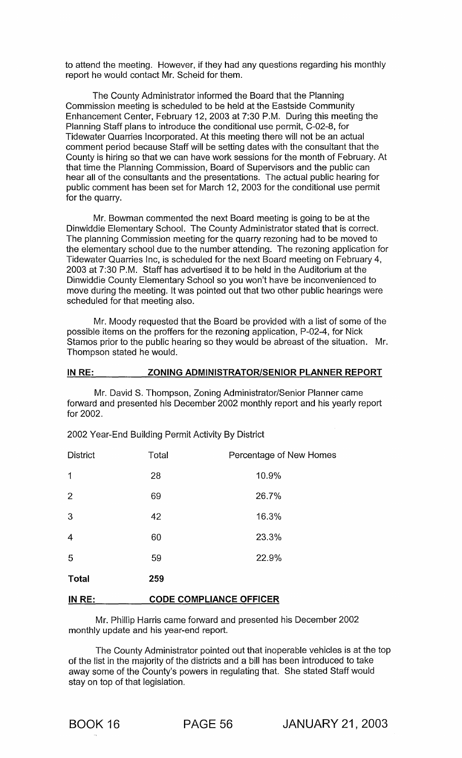to attend the meeting. However, if they had any questions regarding his monthly report he would contact Mr. Scheid for them.

The County Administrator informed the Board that the Planning Commission meeting is scheduled to be held at the Eastside Community Enhancement Center, February 12, 2003 at 7:30 P.M. During this meeting the Planning Staff plans to introduce the conditional use permit, C-02-8, for Tidewater Quarries Incorporated. At this meeting there will not be an actual comment period because Staff will be setting dates with the consultant that the County is hiring so that we can have work sessions for the month of February. At that time the Planning Commission, Board of Supervisors and the public can hear all of the consultants and the presentations. The actual public hearing for public comment has been set for March 12, 2003 for the conditional use permit for the quarry.

Mr. Bowman commented the next Board meeting is going to be at the Dinwiddie Elementary School. The County Administrator stated that is correct. The planning Commission meeting for the quarry rezoning had to be moved to the elementary school due to the number attending. The rezoning application for Tidewater Quarries Inc, is scheduled for the next Board meeting on February 4, 2003 at 7:30 P.M. Staff has advertised it to be held in the Auditorium at the Dinwiddie County Elementary School so you won't have be inconvenienced to move during the meeting. It was pointed out that two other public hearings were scheduled for that meeting also.

Mr. Moody requested that the Board be provided with a list of some of the possible items on the proffers for the rezoning application, P-02-4, for Nick Stamos prior to the public hearing so they would be abreast of the situation. Mr. Thompson stated he would.

**IN RE: ZONING ADMINISTRATOR/SENIOR PLANNER REPORT**

Mr. David S. Thompson, Zoning Administrator/Senior Planner came forward and presented his December 2002 monthly report and his yearly report for 2002.

2002 Year-End Building Permit Activity By District

| District | Total | Percentage of New Homes |
|---|---|---|
| 1 | 28 | 10.9% |
| 2 | 69 | 26.7% |
| 3 | 42 | 16.3% |
| 4 | 60 | 23.3% |
| 5 | 59 | 22.9% |
| **Total** | **259** | |

**IN RE: CODE COMPLIANCE OFFICER**

Mr. Phillip Harris came forward and presented his December 2002 monthly update and his year-end report.

The County Administrator pointed out that inoperable vehicles is at the top of the list in the majority of the districts and a bill has been introduced to take away some of the County's powers in regulating that. She stated Staff would stay on top of that legislation.

BOOK 16 PAGE 56 JANUARY 21, 2003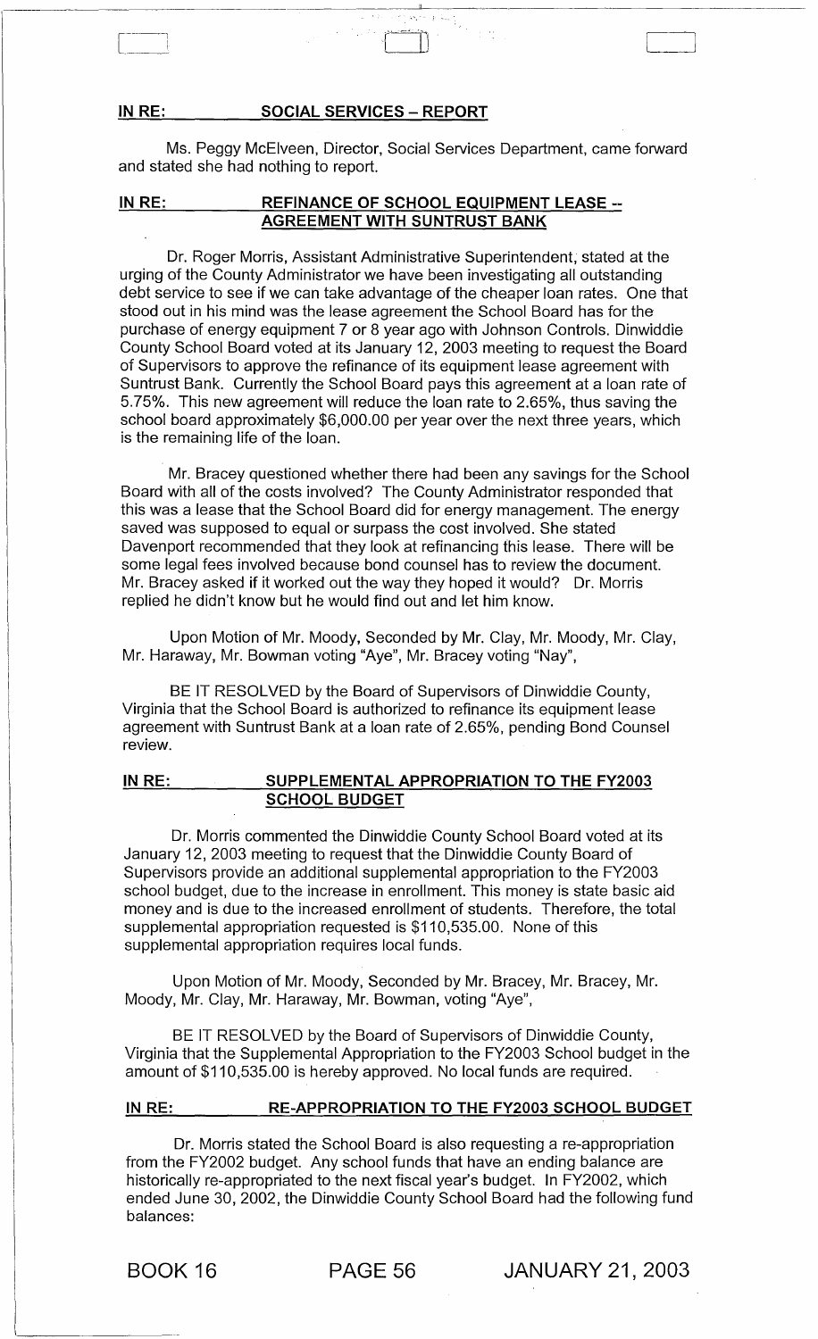**IN RE: SOCIAL SERVICES – REPORT**

Ms. Peggy McElveen, Director, Social Services Department, came forward and stated she had nothing to report.

**IN RE: REFINANCE OF SCHOOL EQUIPMENT LEASE -- AGREEMENT WITH SUNTRUST BANK**

Dr. Roger Morris, Assistant Administrative Superintendent, stated at the urging of the County Administrator we have been investigating all outstanding debt service to see if we can take advantage of the cheaper loan rates. One that stood out in his mind was the lease agreement the School Board has for the purchase of energy equipment 7 or 8 year ago with Johnson Controls. Dinwiddie County School Board voted at its January 12, 2003 meeting to request the Board of Supervisors to approve the refinance of its equipment lease agreement with Suntrust Bank. Currently the School Board pays this agreement at a loan rate of 5.75%. This new agreement will reduce the loan rate to 2.65%, thus saving the school board approximately $6,000.00 per year over the next three years, which is the remaining life of the loan.

Mr. Bracey questioned whether there had been any savings for the School Board with all of the costs involved? The County Administrator responded that this was a lease that the School Board did for energy management. The energy saved was supposed to equal or surpass the cost involved. She stated Davenport recommended that they look at refinancing this lease. There will be some legal fees involved because bond counsel has to review the document. Mr. Bracey asked if it worked out the way they hoped it would? Dr. Morris replied he didn't know but he would find out and let him know.

Upon Motion of Mr. Moody, Seconded by Mr. Clay, Mr. Moody, Mr. Clay, Mr. Haraway, Mr. Bowman voting "Aye", Mr. Bracey voting "Nay",

BE IT RESOLVED by the Board of Supervisors of Dinwiddie County, Virginia that the School Board is authorized to refinance its equipment lease agreement with Suntrust Bank at a loan rate of 2.65%, pending Bond Counsel review.

**IN RE: SUPPLEMENTAL APPROPRIATION TO THE FY2003 SCHOOL BUDGET**

Dr. Morris commented the Dinwiddie County School Board voted at its January 12, 2003 meeting to request that the Dinwiddie County Board of Supervisors provide an additional supplemental appropriation to the FY2003 school budget, due to the increase in enrollment. This money is state basic aid money and is due to the increased enrollment of students. Therefore, the total supplemental appropriation requested is $110,535.00. None of this supplemental appropriation requires local funds.

Upon Motion of Mr. Moody, Seconded by Mr. Bracey, Mr. Bracey, Mr. Moody, Mr. Clay, Mr. Haraway, Mr. Bowman, voting "Aye",

BE IT RESOLVED by the Board of Supervisors of Dinwiddie County, Virginia that the Supplemental Appropriation to the FY2003 School budget in the amount of $110,535.00 is hereby approved. No local funds are required.

**IN RE: RE-APPROPRIATION TO THE FY2003 SCHOOL BUDGET**

Dr. Morris stated the School Board is also requesting a re-appropriation from the FY2002 budget. Any school funds that have an ending balance are historically re-appropriated to the next fiscal year's budget. In FY2002, which ended June 30, 2002, the Dinwiddie County School Board had the following fund balances:

BOOK 16 PAGE 56 JANUARY 21, 2003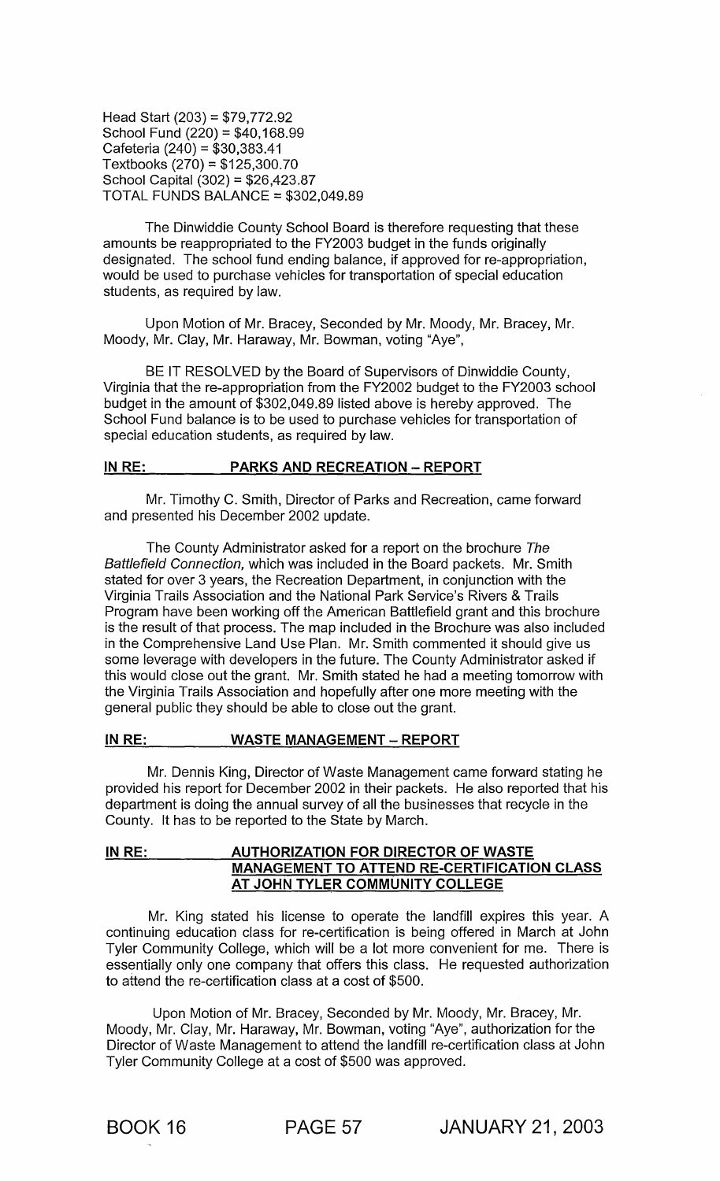Head Start (203) = $79,772.92
School Fund (220) = $40,168.99
Cafeteria (240) = $30,383.41
Textbooks (270) = $125,300.70
School Capital (302) = $26,423.87
TOTAL FUNDS BALANCE = $302,049.89

The Dinwiddie County School Board is therefore requesting that these amounts be reappropriated to the FY2003 budget in the funds originally designated. The school fund ending balance, if approved for re-appropriation, would be used to purchase vehicles for transportation of special education students, as required by law.

Upon Motion of Mr. Bracey, Seconded by Mr. Moody, Mr. Bracey, Mr. Moody, Mr. Clay, Mr. Haraway, Mr. Bowman, voting "Aye",

BE IT RESOLVED by the Board of Supervisors of Dinwiddie County, Virginia that the re-appropriation from the FY2002 budget to the FY2003 school budget in the amount of $302,049.89 listed above is hereby approved. The School Fund balance is to be used to purchase vehicles for transportation of special education students, as required by law.

**IN RE: PARKS AND RECREATION – REPORT**

Mr. Timothy C. Smith, Director of Parks and Recreation, came forward and presented his December 2002 update.

The County Administrator asked for a report on the brochure *The Battlefield Connection,* which was included in the Board packets. Mr. Smith stated for over 3 years, the Recreation Department, in conjunction with the Virginia Trails Association and the National Park Service's Rivers & Trails Program have been working off the American Battlefield grant and this brochure is the result of that process. The map included in the Brochure was also included in the Comprehensive Land Use Plan. Mr. Smith commented it should give us some leverage with developers in the future. The County Administrator asked if this would close out the grant. Mr. Smith stated he had a meeting tomorrow with the Virginia Trails Association and hopefully after one more meeting with the general public they should be able to close out the grant.

**IN RE: WASTE MANAGEMENT – REPORT**

Mr. Dennis King, Director of Waste Management came forward stating he provided his report for December 2002 in their packets. He also reported that his department is doing the annual survey of all the businesses that recycle in the County. It has to be reported to the State by March.

**IN RE: AUTHORIZATION FOR DIRECTOR OF WASTE MANAGEMENT TO ATTEND RE-CERTIFICATION CLASS AT JOHN TYLER COMMUNITY COLLEGE**

Mr. King stated his license to operate the landfill expires this year. A continuing education class for re-certification is being offered in March at John Tyler Community College, which will be a lot more convenient for me. There is essentially only one company that offers this class. He requested authorization to attend the re-certification class at a cost of $500.

Upon Motion of Mr. Bracey, Seconded by Mr. Moody, Mr. Bracey, Mr. Moody, Mr. Clay, Mr. Haraway, Mr. Bowman, voting "Aye", authorization for the Director of Waste Management to attend the landfill re-certification class at John Tyler Community College at a cost of $500 was approved.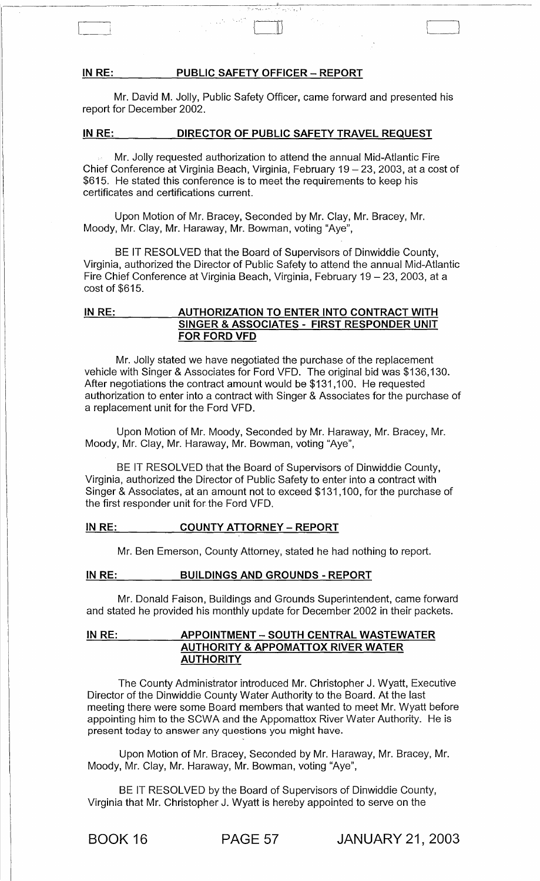**IN RE: PUBLIC SAFETY OFFICER – REPORT**

Mr. David M. Jolly, Public Safety Officer, came forward and presented his report for December 2002.

**IN RE: DIRECTOR OF PUBLIC SAFETY TRAVEL REQUEST**

Mr. Jolly requested authorization to attend the annual Mid-Atlantic Fire Chief Conference at Virginia Beach, Virginia, February 19 – 23, 2003, at a cost of $615. He stated this conference is to meet the requirements to keep his certificates and certifications current.

Upon Motion of Mr. Bracey, Seconded by Mr. Clay, Mr. Bracey, Mr. Moody, Mr. Clay, Mr. Haraway, Mr. Bowman, voting "Aye",

BE IT RESOLVED that the Board of Supervisors of Dinwiddie County, Virginia, authorized the Director of Public Safety to attend the annual Mid-Atlantic Fire Chief Conference at Virginia Beach, Virginia, February 19 – 23, 2003, at a cost of $615.

**IN RE: AUTHORIZATION TO ENTER INTO CONTRACT WITH SINGER & ASSOCIATES - FIRST RESPONDER UNIT FOR FORD VFD**

Mr. Jolly stated we have negotiated the purchase of the replacement vehicle with Singer & Associates for Ford VFD. The original bid was $136,130. After negotiations the contract amount would be $131,100. He requested authorization to enter into a contract with Singer & Associates for the purchase of a replacement unit for the Ford VFD.

Upon Motion of Mr. Moody, Seconded by Mr. Haraway, Mr. Bracey, Mr. Moody, Mr. Clay, Mr. Haraway, Mr. Bowman, voting "Aye",

BE IT RESOLVED that the Board of Supervisors of Dinwiddie County, Virginia, authorized the Director of Public Safety to enter into a contract with Singer & Associates, at an amount not to exceed $131,100, for the purchase of the first responder unit for the Ford VFD.

**IN RE: COUNTY ATTORNEY – REPORT**

Mr. Ben Emerson, County Attorney, stated he had nothing to report.

**IN RE: BUILDINGS AND GROUNDS - REPORT**

Mr. Donald Faison, Buildings and Grounds Superintendent, came forward and stated he provided his monthly update for December 2002 in their packets.

**IN RE: APPOINTMENT – SOUTH CENTRAL WASTEWATER AUTHORITY & APPOMATTOX RIVER WATER AUTHORITY**

The County Administrator introduced Mr. Christopher J. Wyatt, Executive Director of the Dinwiddie County Water Authority to the Board. At the last meeting there were some Board members that wanted to meet Mr. Wyatt before appointing him to the SCWA and the Appomattox River Water Authority. He is present today to answer any questions you might have.

Upon Motion of Mr. Bracey, Seconded by Mr. Haraway, Mr. Bracey, Mr. Moody, Mr. Clay, Mr. Haraway, Mr. Bowman, voting "Aye",

BE IT RESOLVED by the Board of Supervisors of Dinwiddie County, Virginia that Mr. Christopher J. Wyatt is hereby appointed to serve on the

BOOK 16 PAGE 57 JANUARY 21, 2003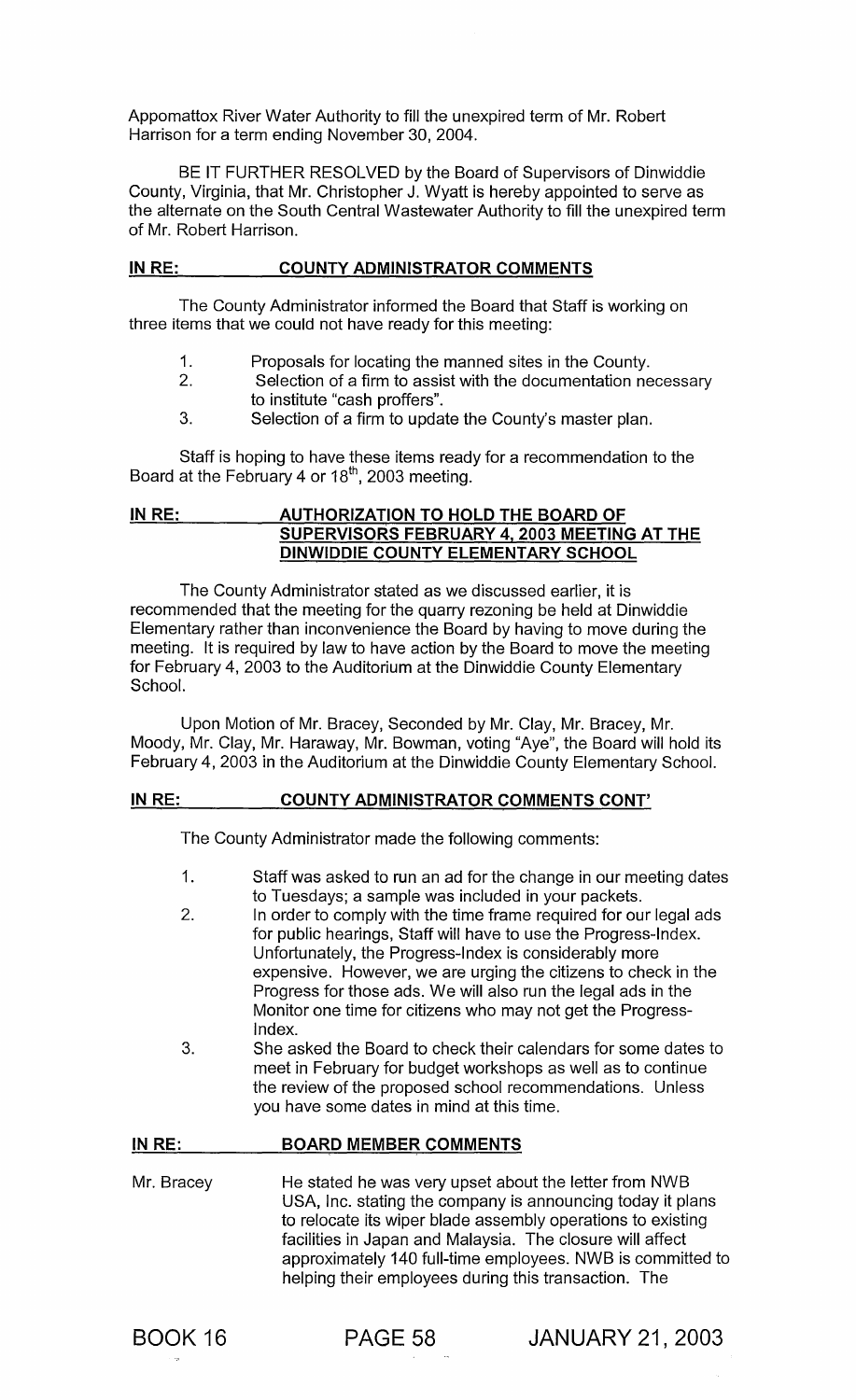Appomattox River Water Authority to fill the unexpired term of Mr. Robert Harrison for a term ending November 30, 2004.

BE IT FURTHER RESOLVED by the Board of Supervisors of Dinwiddie County, Virginia, that Mr. Christopher J. Wyatt is hereby appointed to serve as the alternate on the South Central Wastewater Authority to fill the unexpired term of Mr. Robert Harrison.

**IN RE: COUNTY ADMINISTRATOR COMMENTS**

The County Administrator informed the Board that Staff is working on three items that we could not have ready for this meeting:

1. Proposals for locating the manned sites in the County.
2. Selection of a firm to assist with the documentation necessary to institute "cash proffers".
3. Selection of a firm to update the County's master plan.

Staff is hoping to have these items ready for a recommendation to the Board at the February 4 or 18th, 2003 meeting.

**IN RE: AUTHORIZATION TO HOLD THE BOARD OF SUPERVISORS FEBRUARY 4, 2003 MEETING AT THE DINWIDDIE COUNTY ELEMENTARY SCHOOL**

The County Administrator stated as we discussed earlier, it is recommended that the meeting for the quarry rezoning be held at Dinwiddie Elementary rather than inconvenience the Board by having to move during the meeting. It is required by law to have action by the Board to move the meeting for February 4, 2003 to the Auditorium at the Dinwiddie County Elementary School.

Upon Motion of Mr. Bracey, Seconded by Mr. Clay, Mr. Bracey, Mr. Moody, Mr. Clay, Mr. Haraway, Mr. Bowman, voting "Aye", the Board will hold its February 4, 2003 in the Auditorium at the Dinwiddie County Elementary School.

**IN RE: COUNTY ADMINISTRATOR COMMENTS CONT'**

The County Administrator made the following comments:

1. Staff was asked to run an ad for the change in our meeting dates to Tuesdays; a sample was included in your packets.
2. In order to comply with the time frame required for our legal ads for public hearings, Staff will have to use the Progress-Index. Unfortunately, the Progress-Index is considerably more expensive. However, we are urging the citizens to check in the Progress for those ads. We will also run the legal ads in the Monitor one time for citizens who may not get the Progress-Index.
3. She asked the Board to check their calendars for some dates to meet in February for budget workshops as well as to continue the review of the proposed school recommendations. Unless you have some dates in mind at this time.

**IN RE: BOARD MEMBER COMMENTS**

Mr. Bracey — He stated he was very upset about the letter from NWB USA, Inc. stating the company is announcing today it plans to relocate its wiper blade assembly operations to existing facilities in Japan and Malaysia. The closure will affect approximately 140 full-time employees. NWB is committed to helping their employees during this transaction. The

BOOK 16 PAGE 58 JANUARY 21, 2003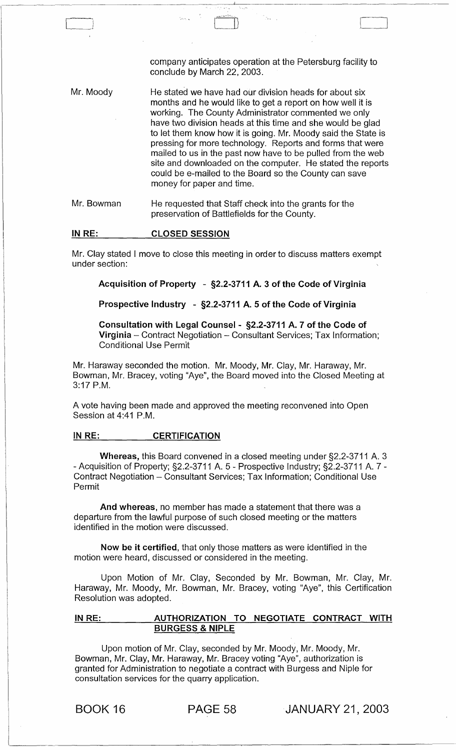company anticipates operation at the Petersburg facility to conclude by March 22, 2003.

Mr. Moody — He stated we have had our division heads for about six months and he would like to get a report on how well it is working. The County Administrator commented we only have two division heads at this time and she would be glad to let them know how it is going. Mr. Moody said the State is pressing for more technology. Reports and forms that were mailed to us in the past now have to be pulled from the web site and downloaded on the computer. He stated the reports could be e-mailed to the Board so the County can save money for paper and time.

Mr. Bowman — He requested that Staff check into the grants for the preservation of Battlefields for the County.

## IN RE: CLOSED SESSION

Mr. Clay stated I move to close this meeting in order to discuss matters exempt under section:

**Acquisition of Property - §2.2-3711 A. 3 of the Code of Virginia**

**Prospective Industry - §2.2-3711 A. 5 of the Code of Virginia**

**Consultation with Legal Counsel - §2.2-3711 A. 7 of the Code of Virginia** – Contract Negotiation – Consultant Services; Tax Information; Conditional Use Permit

Mr. Haraway seconded the motion. Mr. Moody, Mr. Clay, Mr. Haraway, Mr. Bowman, Mr. Bracey, voting "Aye", the Board moved into the Closed Meeting at 3:17 P.M.

A vote having been made and approved the meeting reconvened into Open Session at 4:41 P.M.

## IN RE: CERTIFICATION

**Whereas,** this Board convened in a closed meeting under §2.2-3711 A. 3 - Acquisition of Property; §2.2-3711 A. 5 - Prospective Industry; §2.2-3711 A. 7 - Contract Negotiation – Consultant Services; Tax Information; Conditional Use Permit

**And whereas,** no member has made a statement that there was a departure from the lawful purpose of such closed meeting or the matters identified in the motion were discussed.

**Now be it certified,** that only those matters as were identified in the motion were heard, discussed or considered in the meeting.

Upon Motion of Mr. Clay, Seconded by Mr. Bowman, Mr. Clay, Mr. Haraway, Mr. Moody, Mr. Bowman, Mr. Bracey, voting "Aye", this Certification Resolution was adopted.

## IN RE: AUTHORIZATION TO NEGOTIATE CONTRACT WITH BURGESS & NIPLE

Upon motion of Mr. Clay, seconded by Mr. Moody, Mr. Moody, Mr. Bowman, Mr. Clay, Mr. Haraway, Mr. Bracey voting "Aye", authorization is granted for Administration to negotiate a contract with Burgess and Niple for consultation services for the quarry application.

BOOK 16 PAGE 58 JANUARY 21, 2003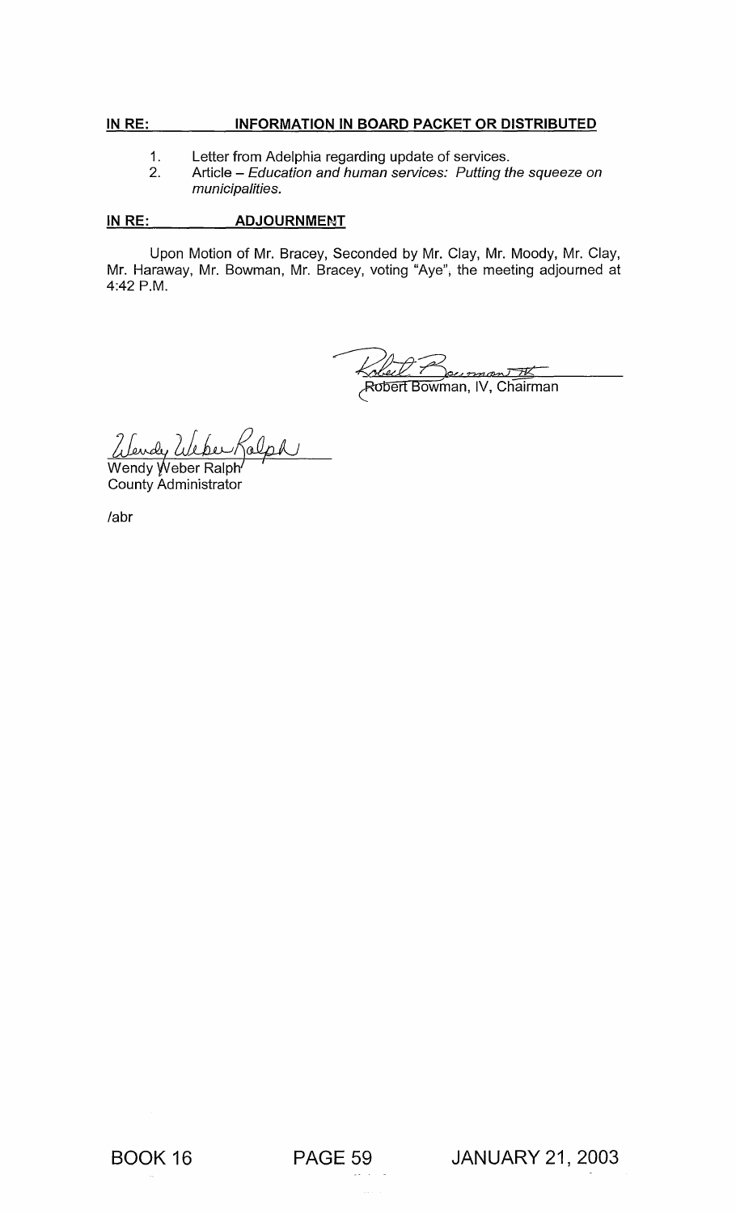**IN RE: INFORMATION IN BOARD PACKET OR DISTRIBUTED**

1. Letter from Adelphia regarding update of services.
2. Article – *Education and human services: Putting the squeeze on municipalities.*

**IN RE: ADJOURNMENT**

Upon Motion of Mr. Bracey, Seconded by Mr. Clay, Mr. Moody, Mr. Clay, Mr. Haraway, Mr. Bowman, Mr. Bracey, voting "Aye", the meeting adjourned at 4:42 P.M.

Robert Bowman, IV, Chairman

Wendy Weber Ralph
County Administrator

/abr

BOOK 16 PAGE 59 JANUARY 21, 2003